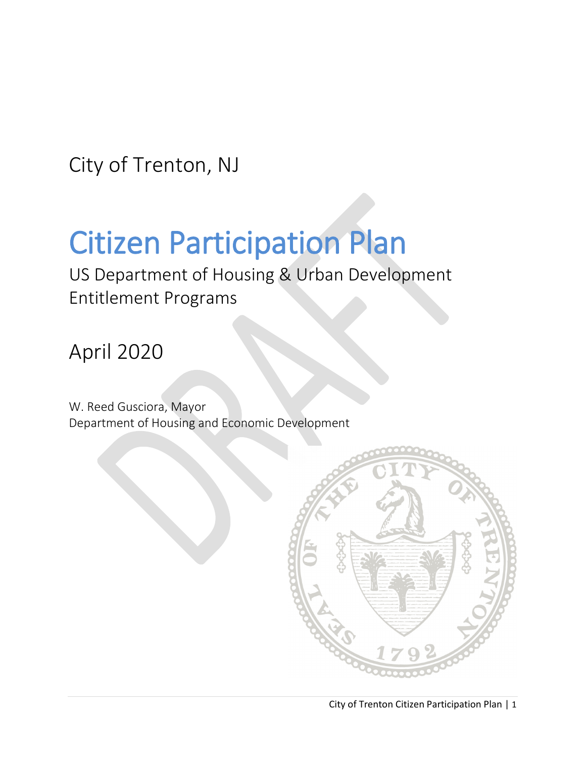City of Trenton, NJ

# Citizen Participation Plan

US Department of Housing & Urban Development
Entitlement Programs

April 2020

W. Reed Gusciora, Mayor
Department of Housing and Economic Development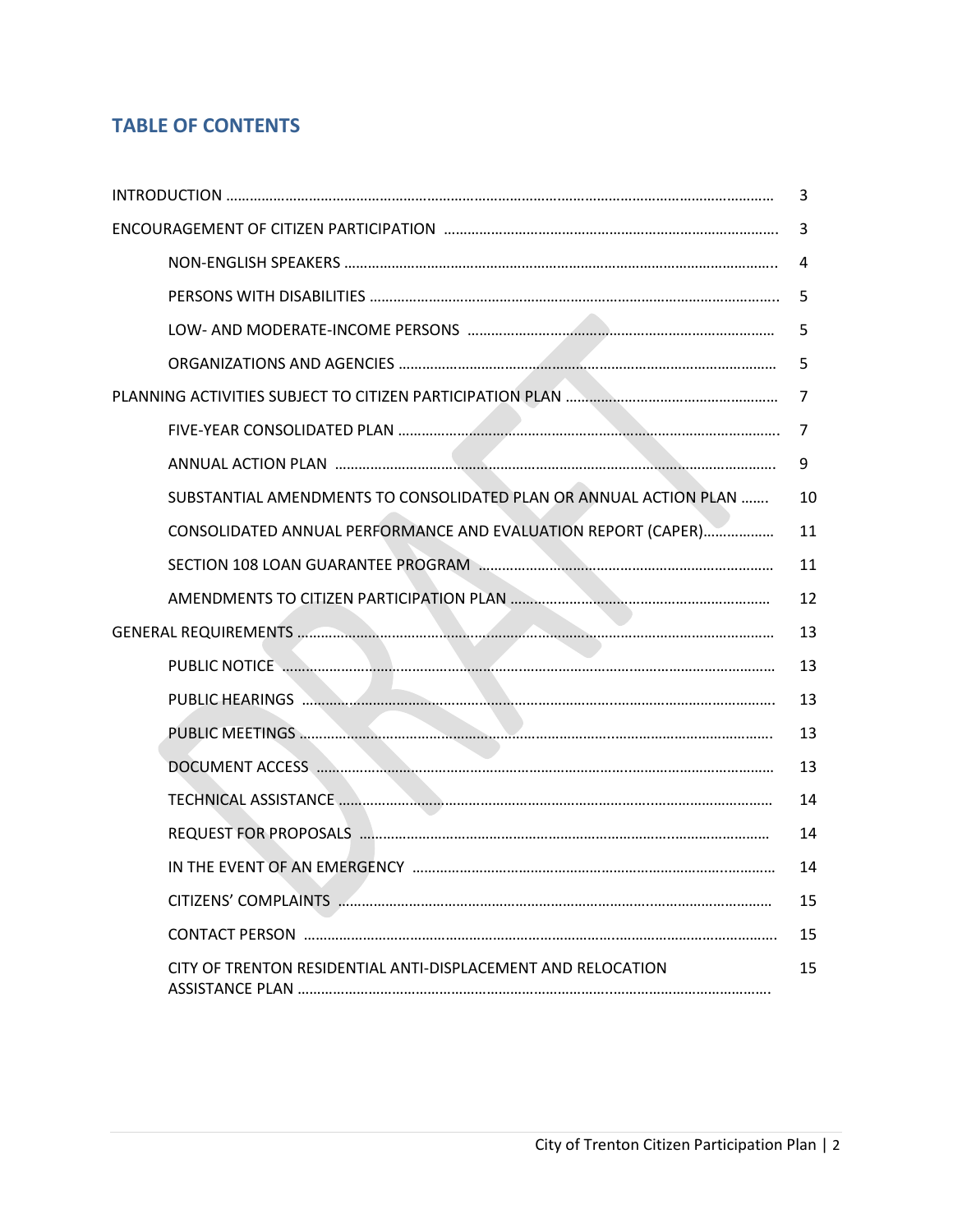## TABLE OF CONTENTS

| | |
|---|---|
| INTRODUCTION | 3 |
| ENCOURAGEMENT OF CITIZEN PARTICIPATION | 3 |
| NON-ENGLISH SPEAKERS | 4 |
| PERSONS WITH DISABILITIES | 5 |
| LOW- AND MODERATE-INCOME PERSONS | 5 |
| ORGANIZATIONS AND AGENCIES | 5 |
| PLANNING ACTIVITIES SUBJECT TO CITIZEN PARTICIPATION PLAN | 7 |
| FIVE-YEAR CONSOLIDATED PLAN | 7 |
| ANNUAL ACTION PLAN | 9 |
| SUBSTANTIAL AMENDMENTS TO CONSOLIDATED PLAN OR ANNUAL ACTION PLAN | 10 |
| CONSOLIDATED ANNUAL PERFORMANCE AND EVALUATION REPORT (CAPER) | 11 |
| SECTION 108 LOAN GUARANTEE PROGRAM | 11 |
| AMENDMENTS TO CITIZEN PARTICIPATION PLAN | 12 |
| GENERAL REQUIREMENTS | 13 |
| PUBLIC NOTICE | 13 |
| PUBLIC HEARINGS | 13 |
| PUBLIC MEETINGS | 13 |
| DOCUMENT ACCESS | 13 |
| TECHNICAL ASSISTANCE | 14 |
| REQUEST FOR PROPOSALS | 14 |
| IN THE EVENT OF AN EMERGENCY | 14 |
| CITIZENS' COMPLAINTS | 15 |
| CONTACT PERSON | 15 |
| CITY OF TRENTON RESIDENTIAL ANTI-DISPLACEMENT AND RELOCATION ASSISTANCE PLAN | 15 |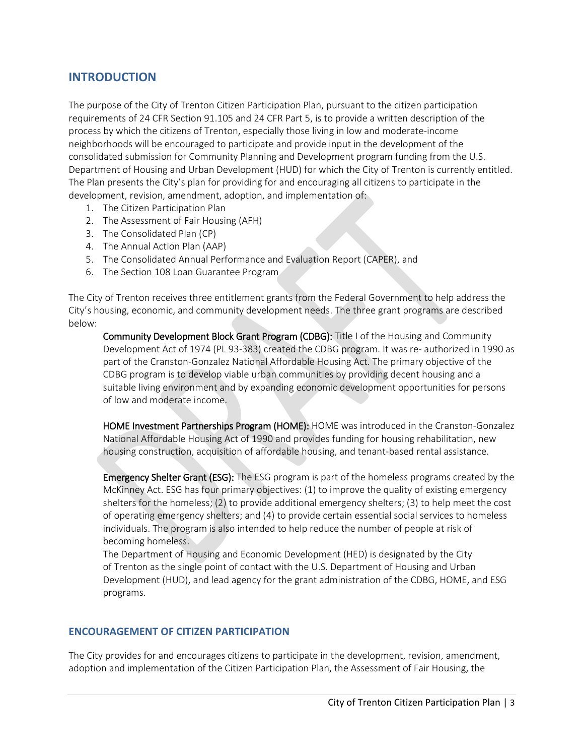## INTRODUCTION

The purpose of the City of Trenton Citizen Participation Plan, pursuant to the citizen participation requirements of 24 CFR Section 91.105 and 24 CFR Part 5, is to provide a written description of the process by which the citizens of Trenton, especially those living in low and moderate-income neighborhoods will be encouraged to participate and provide input in the development of the consolidated submission for Community Planning and Development program funding from the U.S. Department of Housing and Urban Development (HUD) for which the City of Trenton is currently entitled. The Plan presents the City's plan for providing for and encouraging all citizens to participate in the development, revision, amendment, adoption, and implementation of:

1. The Citizen Participation Plan
2. The Assessment of Fair Housing (AFH)
3. The Consolidated Plan (CP)
4. The Annual Action Plan (AAP)
5. The Consolidated Annual Performance and Evaluation Report (CAPER), and
6. The Section 108 Loan Guarantee Program

The City of Trenton receives three entitlement grants from the Federal Government to help address the City's housing, economic, and community development needs. The three grant programs are described below:

**Community Development Block Grant Program (CDBG):** Title I of the Housing and Community Development Act of 1974 (PL 93-383) created the CDBG program. It was re- authorized in 1990 as part of the Cranston-Gonzalez National Affordable Housing Act. The primary objective of the CDBG program is to develop viable urban communities by providing decent housing and a suitable living environment and by expanding economic development opportunities for persons of low and moderate income.

**HOME Investment Partnerships Program (HOME):** HOME was introduced in the Cranston-Gonzalez National Affordable Housing Act of 1990 and provides funding for housing rehabilitation, new housing construction, acquisition of affordable housing, and tenant-based rental assistance.

**Emergency Shelter Grant (ESG):** The ESG program is part of the homeless programs created by the McKinney Act. ESG has four primary objectives: (1) to improve the quality of existing emergency shelters for the homeless; (2) to provide additional emergency shelters; (3) to help meet the cost of operating emergency shelters; and (4) to provide certain essential social services to homeless individuals. The program is also intended to help reduce the number of people at risk of becoming homeless.
The Department of Housing and Economic Development (HED) is designated by the City of Trenton as the single point of contact with the U.S. Department of Housing and Urban Development (HUD), and lead agency for the grant administration of the CDBG, HOME, and ESG programs.

### ENCOURAGEMENT OF CITIZEN PARTICIPATION

The City provides for and encourages citizens to participate in the development, revision, amendment, adoption and implementation of the Citizen Participation Plan, the Assessment of Fair Housing, the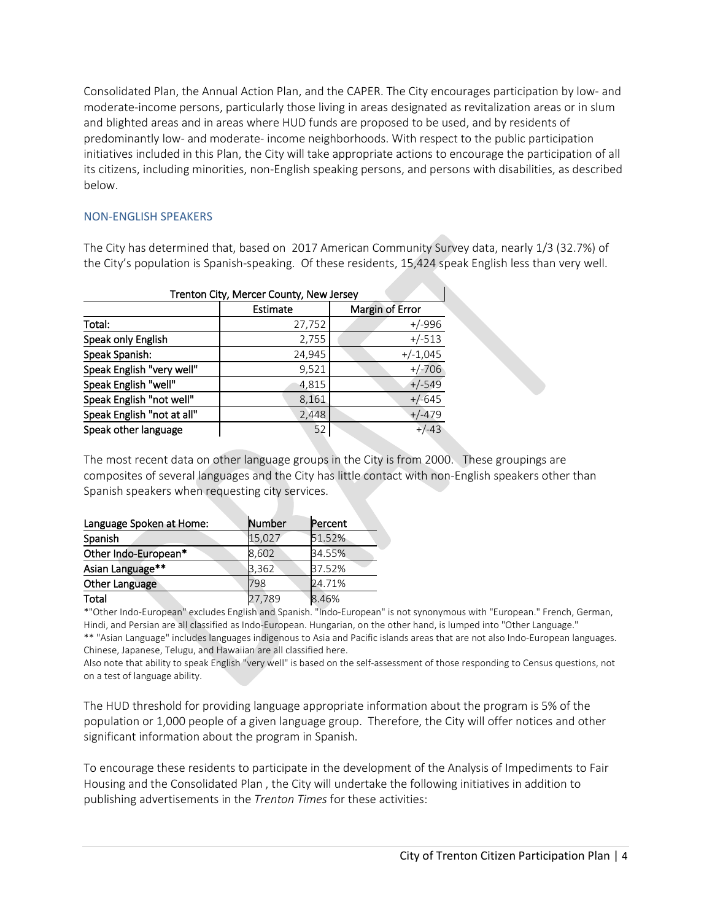Consolidated Plan, the Annual Action Plan, and the CAPER. The City encourages participation by low- and moderate-income persons, particularly those living in areas designated as revitalization areas or in slum and blighted areas and in areas where HUD funds are proposed to be used, and by residents of predominantly low- and moderate- income neighborhoods. With respect to the public participation initiatives included in this Plan, the City will take appropriate actions to encourage the participation of all its citizens, including minorities, non-English speaking persons, and persons with disabilities, as described below.

### NON-ENGLISH SPEAKERS

The City has determined that, based on 2017 American Community Survey data, nearly 1/3 (32.7%) of the City's population is Spanish-speaking. Of these residents, 15,424 speak English less than very well.

| Trenton City, Mercer County, New Jersey | | |
|---|---|---|
| | Estimate | Margin of Error |
| Total: | 27,752 | +/-996 |
| Speak only English | 2,755 | +/-513 |
| Speak Spanish: | 24,945 | +/-1,045 |
| Speak English "very well" | 9,521 | +/-706 |
| Speak English "well" | 4,815 | +/-549 |
| Speak English "not well" | 8,161 | +/-645 |
| Speak English "not at all" | 2,448 | +/-479 |
| Speak other language | 52 | +/-43 |

The most recent data on other language groups in the City is from 2000. These groupings are composites of several languages and the City has little contact with non-English speakers other than Spanish speakers when requesting city services.

| Language Spoken at Home: | Number | Percent |
|---|---|---|
| Spanish | 15,027 | 51.52% |
| Other Indo-European* | 8,602 | 34.55% |
| Asian Language** | 3,362 | 37.52% |
| Other Language | 798 | 24.71% |
| Total | 27,789 | 8.46% |

*"Other Indo-European" excludes English and Spanish. "Indo-European" is not synonymous with "European." French, German, Hindi, and Persian are all classified as Indo-European. Hungarian, on the other hand, is lumped into "Other Language."
** "Asian Language" includes languages indigenous to Asia and Pacific islands areas that are not also Indo-European languages. Chinese, Japanese, Telugu, and Hawaiian are all classified here.
Also note that ability to speak English "very well" is based on the self-assessment of those responding to Census questions, not on a test of language ability.

The HUD threshold for providing language appropriate information about the program is 5% of the population or 1,000 people of a given language group. Therefore, the City will offer notices and other significant information about the program in Spanish.

To encourage these residents to participate in the development of the Analysis of Impediments to Fair Housing and the Consolidated Plan , the City will undertake the following initiatives in addition to publishing advertisements in the *Trenton Times* for these activities: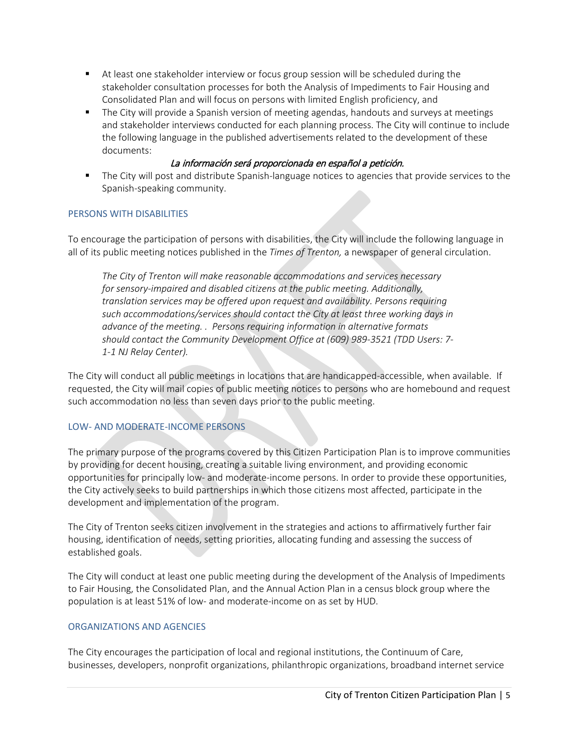- At least one stakeholder interview or focus group session will be scheduled during the stakeholder consultation processes for both the Analysis of Impediments to Fair Housing and Consolidated Plan and will focus on persons with limited English proficiency, and
- The City will provide a Spanish version of meeting agendas, handouts and surveys at meetings and stakeholder interviews conducted for each planning process. The City will continue to include the following language in the published advertisements related to the development of these documents:

  *La información será proporcionada en español a petición.*
- The City will post and distribute Spanish-language notices to agencies that provide services to the Spanish-speaking community.

### PERSONS WITH DISABILITIES

To encourage the participation of persons with disabilities, the City will include the following language in all of its public meeting notices published in the *Times of Trenton,* a newspaper of general circulation.

> *The City of Trenton will make reasonable accommodations and services necessary for sensory-impaired and disabled citizens at the public meeting. Additionally, translation services may be offered upon request and availability. Persons requiring such accommodations/services should contact the City at least three working days in advance of the meeting. . Persons requiring information in alternative formats should contact the Community Development Office at (609) 989-3521 (TDD Users: 7-1-1 NJ Relay Center).*

The City will conduct all public meetings in locations that are handicapped-accessible, when available. If requested, the City will mail copies of public meeting notices to persons who are homebound and request such accommodation no less than seven days prior to the public meeting.

### LOW- AND MODERATE-INCOME PERSONS

The primary purpose of the programs covered by this Citizen Participation Plan is to improve communities by providing for decent housing, creating a suitable living environment, and providing economic opportunities for principally low- and moderate-income persons. In order to provide these opportunities, the City actively seeks to build partnerships in which those citizens most affected, participate in the development and implementation of the program.

The City of Trenton seeks citizen involvement in the strategies and actions to affirmatively further fair housing, identification of needs, setting priorities, allocating funding and assessing the success of established goals.

The City will conduct at least one public meeting during the development of the Analysis of Impediments to Fair Housing, the Consolidated Plan, and the Annual Action Plan in a census block group where the population is at least 51% of low- and moderate-income on as set by HUD.

### ORGANIZATIONS AND AGENCIES

The City encourages the participation of local and regional institutions, the Continuum of Care, businesses, developers, nonprofit organizations, philanthropic organizations, broadband internet service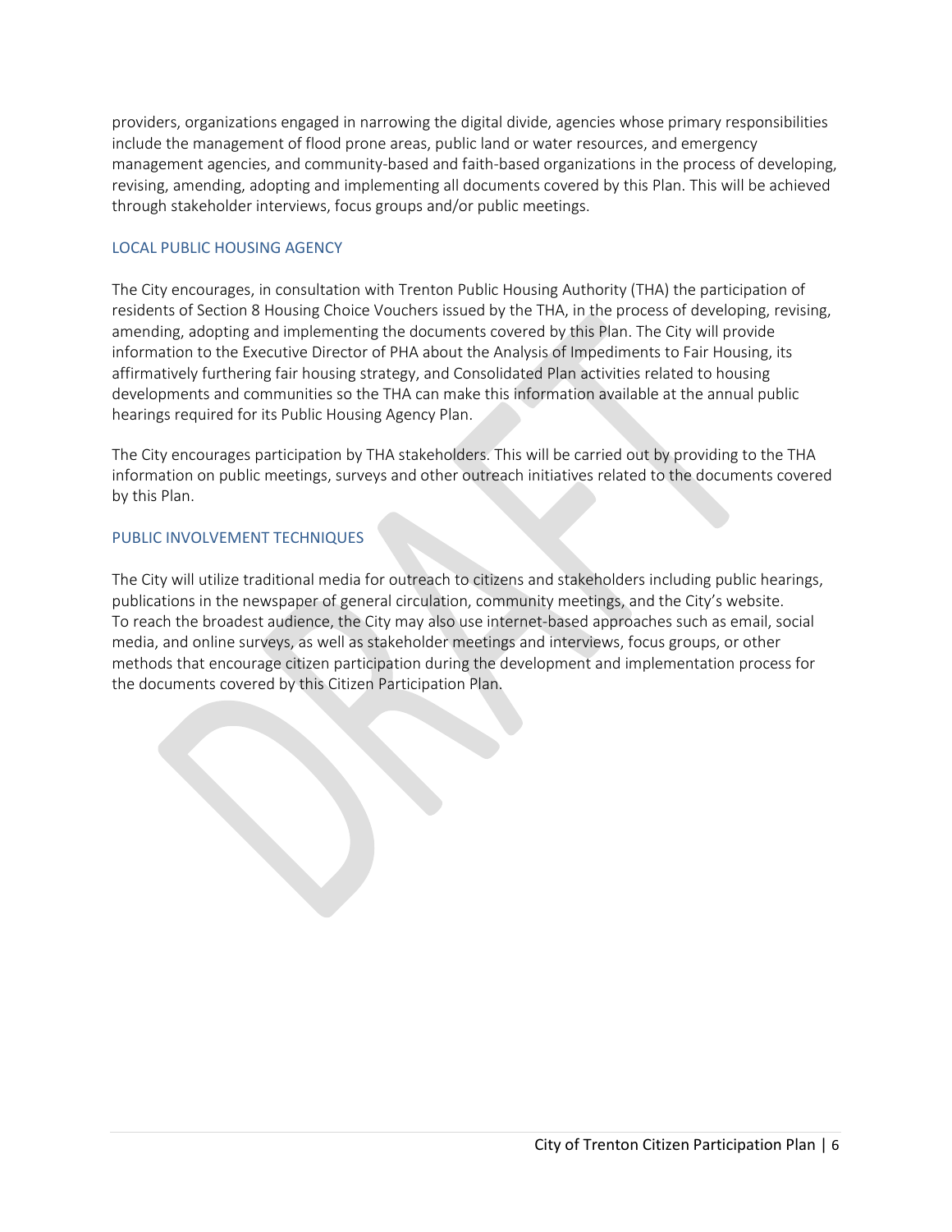providers, organizations engaged in narrowing the digital divide, agencies whose primary responsibilities include the management of flood prone areas, public land or water resources, and emergency management agencies, and community-based and faith-based organizations in the process of developing, revising, amending, adopting and implementing all documents covered by this Plan. This will be achieved through stakeholder interviews, focus groups and/or public meetings.

## LOCAL PUBLIC HOUSING AGENCY

The City encourages, in consultation with Trenton Public Housing Authority (THA) the participation of residents of Section 8 Housing Choice Vouchers issued by the THA, in the process of developing, revising, amending, adopting and implementing the documents covered by this Plan. The City will provide information to the Executive Director of PHA about the Analysis of Impediments to Fair Housing, its affirmatively furthering fair housing strategy, and Consolidated Plan activities related to housing developments and communities so the THA can make this information available at the annual public hearings required for its Public Housing Agency Plan.

The City encourages participation by THA stakeholders. This will be carried out by providing to the THA information on public meetings, surveys and other outreach initiatives related to the documents covered by this Plan.

## PUBLIC INVOLVEMENT TECHNIQUES

The City will utilize traditional media for outreach to citizens and stakeholders including public hearings, publications in the newspaper of general circulation, community meetings, and the City's website. To reach the broadest audience, the City may also use internet-based approaches such as email, social media, and online surveys, as well as stakeholder meetings and interviews, focus groups, or other methods that encourage citizen participation during the development and implementation process for the documents covered by this Citizen Participation Plan.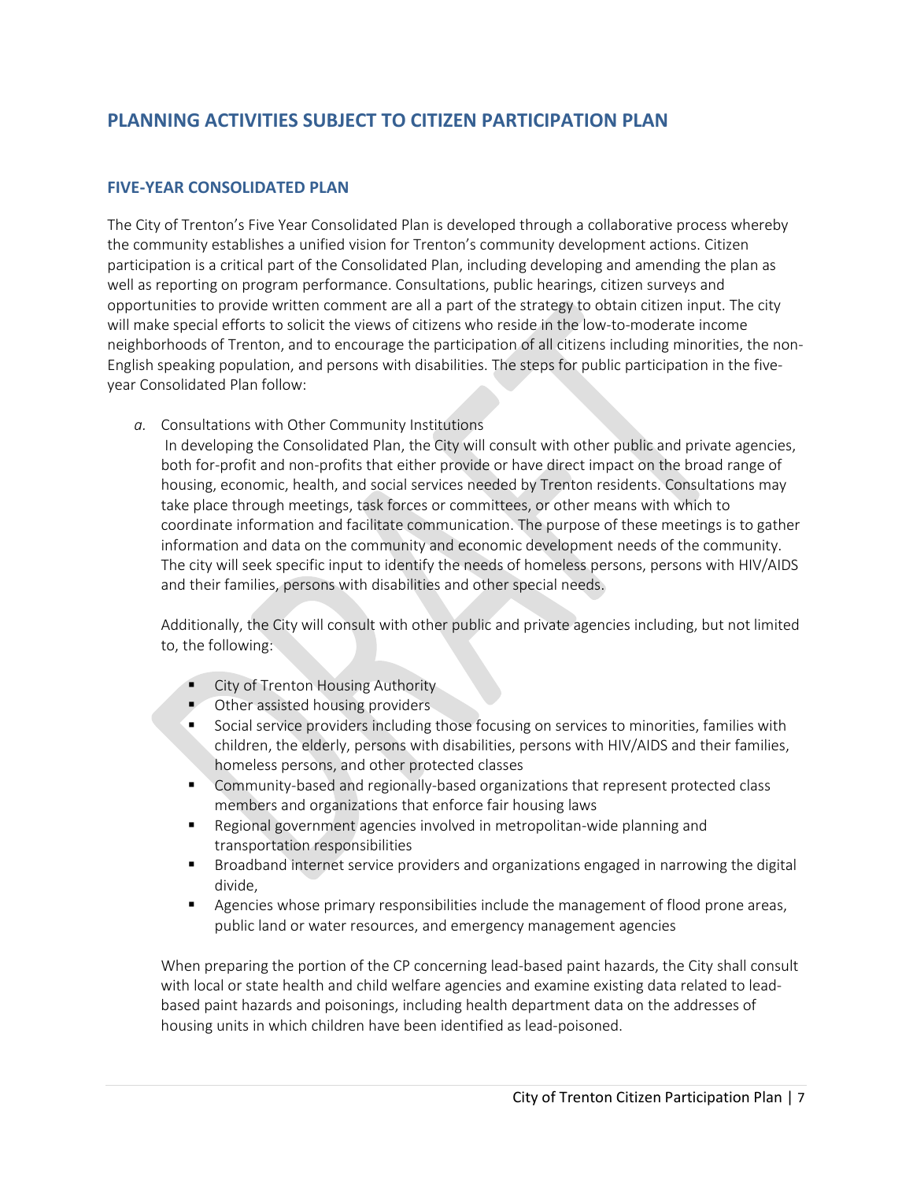# PLANNING ACTIVITIES SUBJECT TO CITIZEN PARTICIPATION PLAN

## FIVE-YEAR CONSOLIDATED PLAN

The City of Trenton's Five Year Consolidated Plan is developed through a collaborative process whereby the community establishes a unified vision for Trenton's community development actions. Citizen participation is a critical part of the Consolidated Plan, including developing and amending the plan as well as reporting on program performance. Consultations, public hearings, citizen surveys and opportunities to provide written comment are all a part of the strategy to obtain citizen input. The city will make special efforts to solicit the views of citizens who reside in the low-to-moderate income neighborhoods of Trenton, and to encourage the participation of all citizens including minorities, the non-English speaking population, and persons with disabilities. The steps for public participation in the five-year Consolidated Plan follow:

*a.* Consultations with Other Community Institutions

In developing the Consolidated Plan, the City will consult with other public and private agencies, both for-profit and non-profits that either provide or have direct impact on the broad range of housing, economic, health, and social services needed by Trenton residents. Consultations may take place through meetings, task forces or committees, or other means with which to coordinate information and facilitate communication. The purpose of these meetings is to gather information and data on the community and economic development needs of the community. The city will seek specific input to identify the needs of homeless persons, persons with HIV/AIDS and their families, persons with disabilities and other special needs.

Additionally, the City will consult with other public and private agencies including, but not limited to, the following:

- City of Trenton Housing Authority
- Other assisted housing providers
- Social service providers including those focusing on services to minorities, families with children, the elderly, persons with disabilities, persons with HIV/AIDS and their families, homeless persons, and other protected classes
- Community-based and regionally-based organizations that represent protected class members and organizations that enforce fair housing laws
- Regional government agencies involved in metropolitan-wide planning and transportation responsibilities
- Broadband internet service providers and organizations engaged in narrowing the digital divide,
- Agencies whose primary responsibilities include the management of flood prone areas, public land or water resources, and emergency management agencies

When preparing the portion of the CP concerning lead-based paint hazards, the City shall consult with local or state health and child welfare agencies and examine existing data related to lead-based paint hazards and poisonings, including health department data on the addresses of housing units in which children have been identified as lead-poisoned.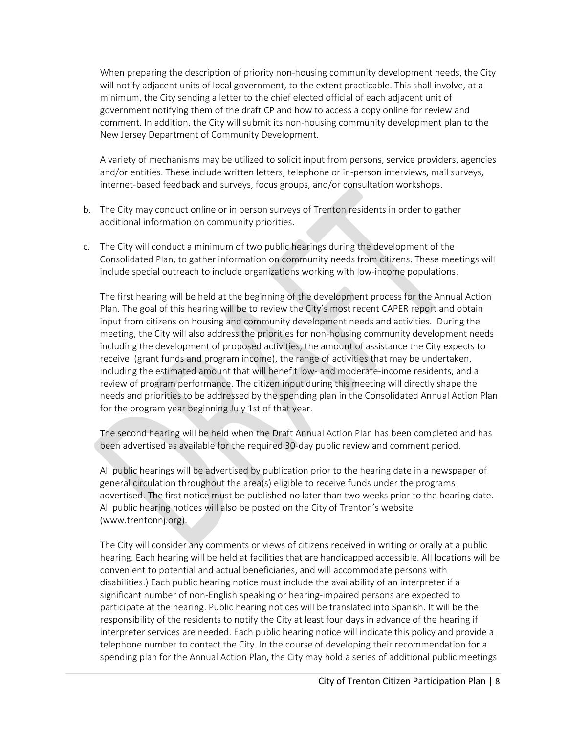When preparing the description of priority non-housing community development needs, the City will notify adjacent units of local government, to the extent practicable. This shall involve, at a minimum, the City sending a letter to the chief elected official of each adjacent unit of government notifying them of the draft CP and how to access a copy online for review and comment. In addition, the City will submit its non-housing community development plan to the New Jersey Department of Community Development.

A variety of mechanisms may be utilized to solicit input from persons, service providers, agencies and/or entities. These include written letters, telephone or in-person interviews, mail surveys, internet-based feedback and surveys, focus groups, and/or consultation workshops.

b. The City may conduct online or in person surveys of Trenton residents in order to gather additional information on community priorities.

c. The City will conduct a minimum of two public hearings during the development of the Consolidated Plan, to gather information on community needs from citizens. These meetings will include special outreach to include organizations working with low-income populations.

   The first hearing will be held at the beginning of the development process for the Annual Action Plan. The goal of this hearing will be to review the City's most recent CAPER report and obtain input from citizens on housing and community development needs and activities. During the meeting, the City will also address the priorities for non-housing community development needs including the development of proposed activities, the amount of assistance the City expects to receive (grant funds and program income), the range of activities that may be undertaken, including the estimated amount that will benefit low- and moderate-income residents, and a review of program performance. The citizen input during this meeting will directly shape the needs and priorities to be addressed by the spending plan in the Consolidated Annual Action Plan for the program year beginning July 1st of that year.

   The second hearing will be held when the Draft Annual Action Plan has been completed and has been advertised as available for the required 30-day public review and comment period.

   All public hearings will be advertised by publication prior to the hearing date in a newspaper of general circulation throughout the area(s) eligible to receive funds under the programs advertised. The first notice must be published no later than two weeks prior to the hearing date. All public hearing notices will also be posted on the City of Trenton's website (www.trentonnj.org).

   The City will consider any comments or views of citizens received in writing or orally at a public hearing. Each hearing will be held at facilities that are handicapped accessible. All locations will be convenient to potential and actual beneficiaries, and will accommodate persons with disabilities.) Each public hearing notice must include the availability of an interpreter if a significant number of non-English speaking or hearing-impaired persons are expected to participate at the hearing. Public hearing notices will be translated into Spanish. It will be the responsibility of the residents to notify the City at least four days in advance of the hearing if interpreter services are needed. Each public hearing notice will indicate this policy and provide a telephone number to contact the City. In the course of developing their recommendation for a spending plan for the Annual Action Plan, the City may hold a series of additional public meetings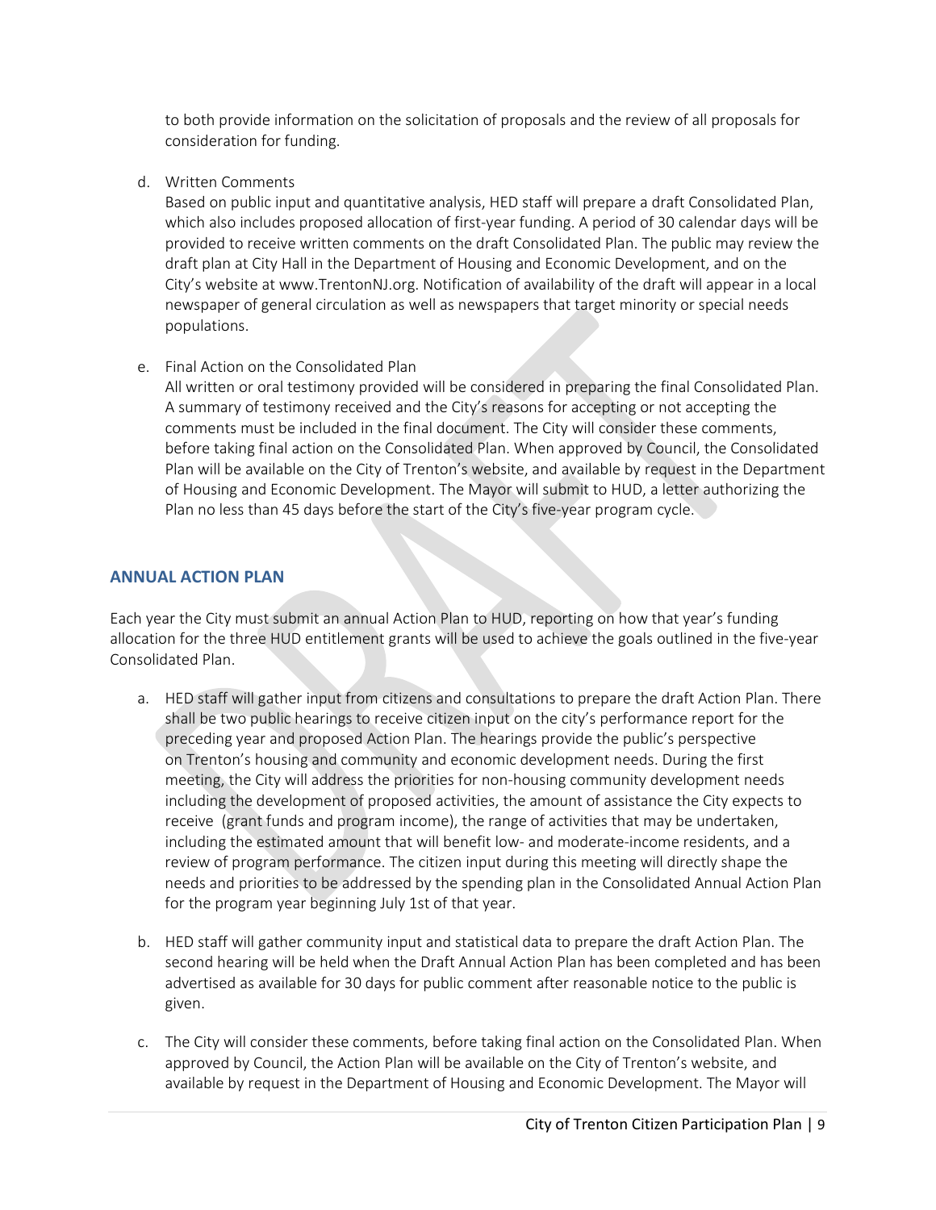to both provide information on the solicitation of proposals and the review of all proposals for consideration for funding.

d. Written Comments
   Based on public input and quantitative analysis, HED staff will prepare a draft Consolidated Plan, which also includes proposed allocation of first-year funding. A period of 30 calendar days will be provided to receive written comments on the draft Consolidated Plan. The public may review the draft plan at City Hall in the Department of Housing and Economic Development, and on the City's website at www.TrentonNJ.org. Notification of availability of the draft will appear in a local newspaper of general circulation as well as newspapers that target minority or special needs populations.

e. Final Action on the Consolidated Plan
   All written or oral testimony provided will be considered in preparing the final Consolidated Plan. A summary of testimony received and the City's reasons for accepting or not accepting the comments must be included in the final document. The City will consider these comments, before taking final action on the Consolidated Plan. When approved by Council, the Consolidated Plan will be available on the City of Trenton's website, and available by request in the Department of Housing and Economic Development. The Mayor will submit to HUD, a letter authorizing the Plan no less than 45 days before the start of the City's five-year program cycle.

## ANNUAL ACTION PLAN

Each year the City must submit an annual Action Plan to HUD, reporting on how that year's funding allocation for the three HUD entitlement grants will be used to achieve the goals outlined in the five-year Consolidated Plan.

a. HED staff will gather input from citizens and consultations to prepare the draft Action Plan. There shall be two public hearings to receive citizen input on the city's performance report for the preceding year and proposed Action Plan. The hearings provide the public's perspective on Trenton's housing and community and economic development needs. During the first meeting, the City will address the priorities for non-housing community development needs including the development of proposed activities, the amount of assistance the City expects to receive (grant funds and program income), the range of activities that may be undertaken, including the estimated amount that will benefit low- and moderate-income residents, and a review of program performance. The citizen input during this meeting will directly shape the needs and priorities to be addressed by the spending plan in the Consolidated Annual Action Plan for the program year beginning July 1st of that year.

b. HED staff will gather community input and statistical data to prepare the draft Action Plan. The second hearing will be held when the Draft Annual Action Plan has been completed and has been advertised as available for 30 days for public comment after reasonable notice to the public is given.

c. The City will consider these comments, before taking final action on the Consolidated Plan. When approved by Council, the Action Plan will be available on the City of Trenton's website, and available by request in the Department of Housing and Economic Development. The Mayor will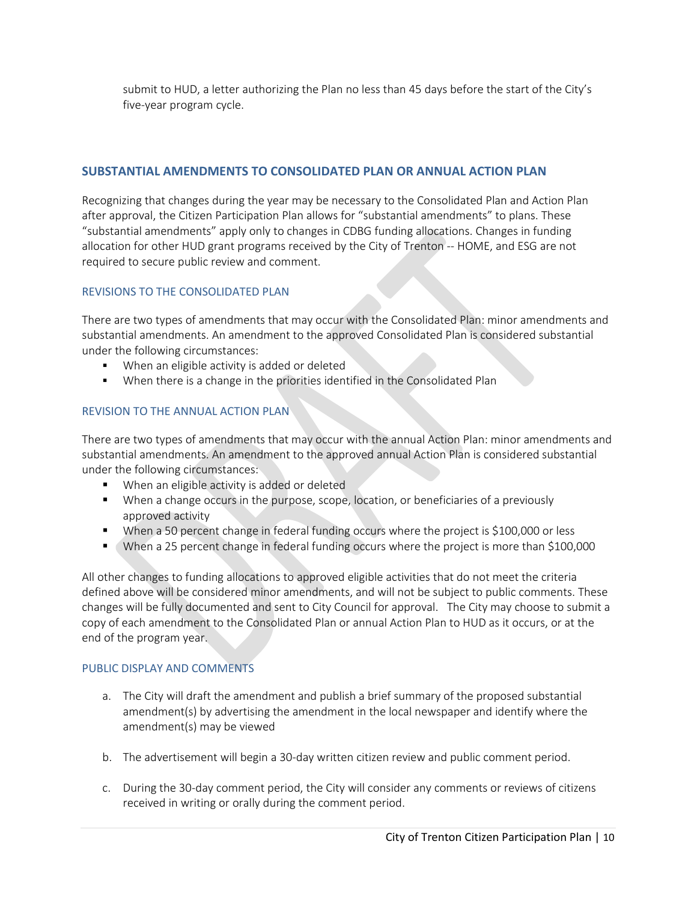submit to HUD, a letter authorizing the Plan no less than 45 days before the start of the City's five-year program cycle.

## SUBSTANTIAL AMENDMENTS TO CONSOLIDATED PLAN OR ANNUAL ACTION PLAN

Recognizing that changes during the year may be necessary to the Consolidated Plan and Action Plan after approval, the Citizen Participation Plan allows for "substantial amendments" to plans. These "substantial amendments" apply only to changes in CDBG funding allocations. Changes in funding allocation for other HUD grant programs received by the City of Trenton -- HOME, and ESG are not required to secure public review and comment.

### REVISIONS TO THE CONSOLIDATED PLAN

There are two types of amendments that may occur with the Consolidated Plan: minor amendments and substantial amendments. An amendment to the approved Consolidated Plan is considered substantial under the following circumstances:

- When an eligible activity is added or deleted
- When there is a change in the priorities identified in the Consolidated Plan

### REVISION TO THE ANNUAL ACTION PLAN

There are two types of amendments that may occur with the annual Action Plan: minor amendments and substantial amendments. An amendment to the approved annual Action Plan is considered substantial under the following circumstances:

- When an eligible activity is added or deleted
- When a change occurs in the purpose, scope, location, or beneficiaries of a previously approved activity
- When a 50 percent change in federal funding occurs where the project is $100,000 or less
- When a 25 percent change in federal funding occurs where the project is more than $100,000

All other changes to funding allocations to approved eligible activities that do not meet the criteria defined above will be considered minor amendments, and will not be subject to public comments. These changes will be fully documented and sent to City Council for approval. The City may choose to submit a copy of each amendment to the Consolidated Plan or annual Action Plan to HUD as it occurs, or at the end of the program year.

### PUBLIC DISPLAY AND COMMENTS

a. The City will draft the amendment and publish a brief summary of the proposed substantial amendment(s) by advertising the amendment in the local newspaper and identify where the amendment(s) may be viewed

b. The advertisement will begin a 30-day written citizen review and public comment period.

c. During the 30-day comment period, the City will consider any comments or reviews of citizens received in writing or orally during the comment period.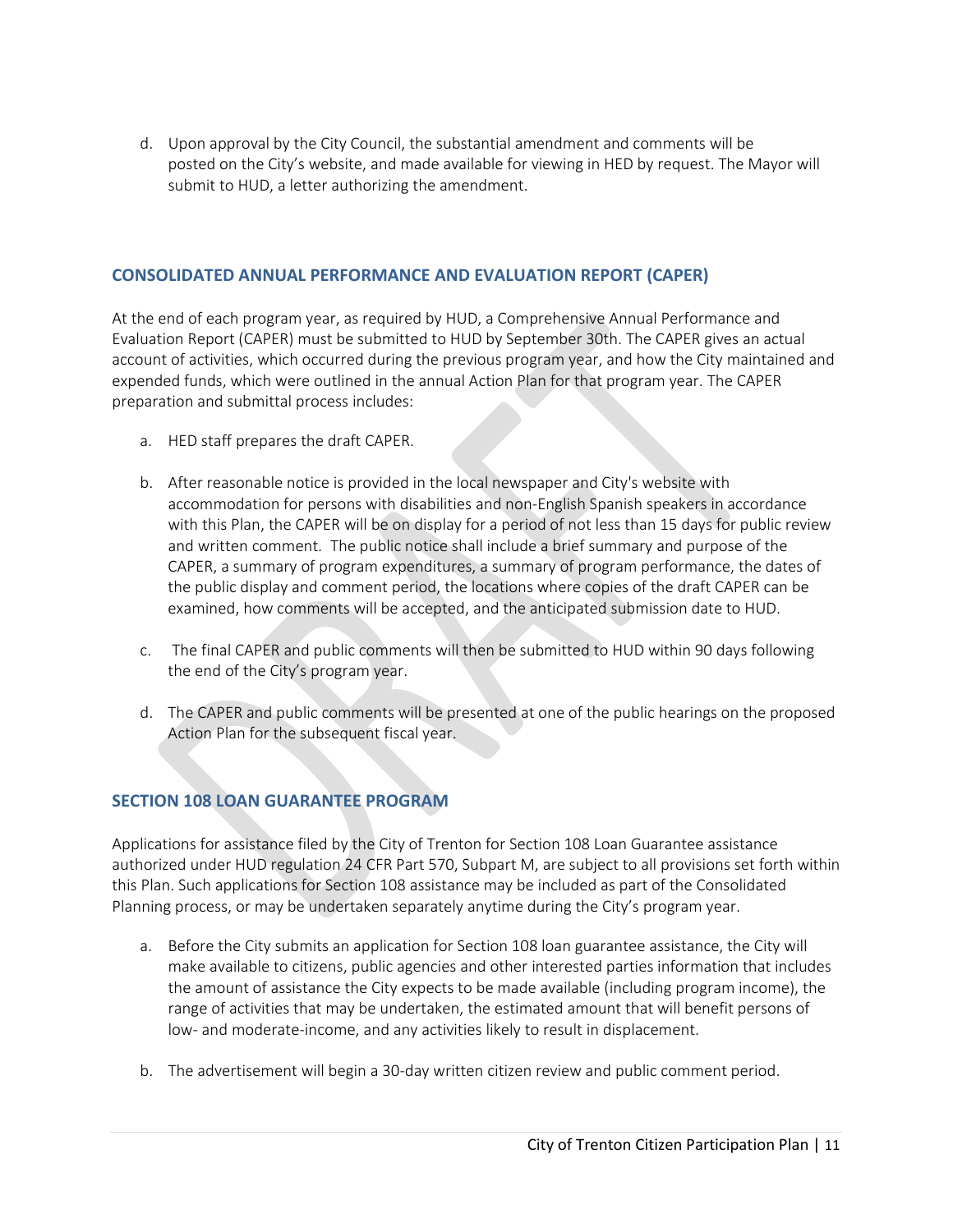d. Upon approval by the City Council, the substantial amendment and comments will be posted on the City's website, and made available for viewing in HED by request. The Mayor will submit to HUD, a letter authorizing the amendment.

## CONSOLIDATED ANNUAL PERFORMANCE AND EVALUATION REPORT (CAPER)

At the end of each program year, as required by HUD, a Comprehensive Annual Performance and Evaluation Report (CAPER) must be submitted to HUD by September 30th. The CAPER gives an actual account of activities, which occurred during the previous program year, and how the City maintained and expended funds, which were outlined in the annual Action Plan for that program year. The CAPER preparation and submittal process includes:

a. HED staff prepares the draft CAPER.

b. After reasonable notice is provided in the local newspaper and City's website with accommodation for persons with disabilities and non-English Spanish speakers in accordance with this Plan, the CAPER will be on display for a period of not less than 15 days for public review and written comment. The public notice shall include a brief summary and purpose of the CAPER, a summary of program expenditures, a summary of program performance, the dates of the public display and comment period, the locations where copies of the draft CAPER can be examined, how comments will be accepted, and the anticipated submission date to HUD.

c. The final CAPER and public comments will then be submitted to HUD within 90 days following the end of the City's program year.

d. The CAPER and public comments will be presented at one of the public hearings on the proposed Action Plan for the subsequent fiscal year.

## SECTION 108 LOAN GUARANTEE PROGRAM

Applications for assistance filed by the City of Trenton for Section 108 Loan Guarantee assistance authorized under HUD regulation 24 CFR Part 570, Subpart M, are subject to all provisions set forth within this Plan. Such applications for Section 108 assistance may be included as part of the Consolidated Planning process, or may be undertaken separately anytime during the City's program year.

a. Before the City submits an application for Section 108 loan guarantee assistance, the City will make available to citizens, public agencies and other interested parties information that includes the amount of assistance the City expects to be made available (including program income), the range of activities that may be undertaken, the estimated amount that will benefit persons of low- and moderate-income, and any activities likely to result in displacement.

b. The advertisement will begin a 30-day written citizen review and public comment period.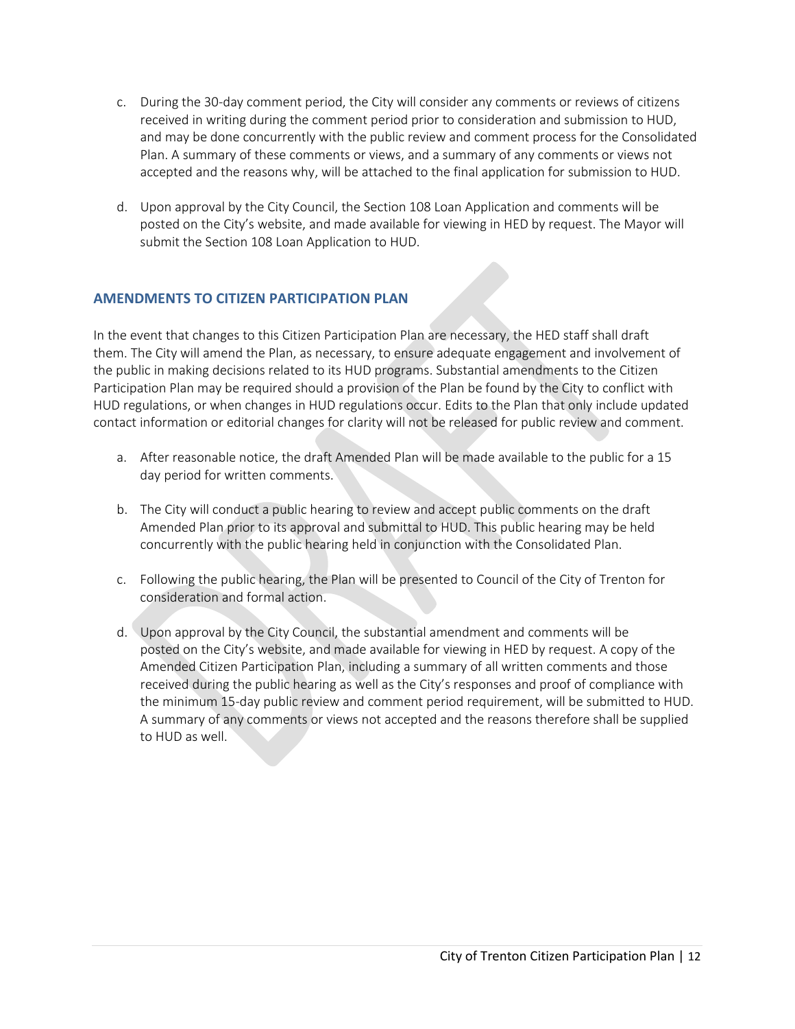c. During the 30-day comment period, the City will consider any comments or reviews of citizens received in writing during the comment period prior to consideration and submission to HUD, and may be done concurrently with the public review and comment process for the Consolidated Plan. A summary of these comments or views, and a summary of any comments or views not accepted and the reasons why, will be attached to the final application for submission to HUD.

d. Upon approval by the City Council, the Section 108 Loan Application and comments will be posted on the City's website, and made available for viewing in HED by request. The Mayor will submit the Section 108 Loan Application to HUD.

## AMENDMENTS TO CITIZEN PARTICIPATION PLAN

In the event that changes to this Citizen Participation Plan are necessary, the HED staff shall draft them. The City will amend the Plan, as necessary, to ensure adequate engagement and involvement of the public in making decisions related to its HUD programs. Substantial amendments to the Citizen Participation Plan may be required should a provision of the Plan be found by the City to conflict with HUD regulations, or when changes in HUD regulations occur. Edits to the Plan that only include updated contact information or editorial changes for clarity will not be released for public review and comment.

a. After reasonable notice, the draft Amended Plan will be made available to the public for a 15 day period for written comments.

b. The City will conduct a public hearing to review and accept public comments on the draft Amended Plan prior to its approval and submittal to HUD. This public hearing may be held concurrently with the public hearing held in conjunction with the Consolidated Plan.

c. Following the public hearing, the Plan will be presented to Council of the City of Trenton for consideration and formal action.

d. Upon approval by the City Council, the substantial amendment and comments will be posted on the City's website, and made available for viewing in HED by request. A copy of the Amended Citizen Participation Plan, including a summary of all written comments and those received during the public hearing as well as the City's responses and proof of compliance with the minimum 15-day public review and comment period requirement, will be submitted to HUD. A summary of any comments or views not accepted and the reasons therefore shall be supplied to HUD as well.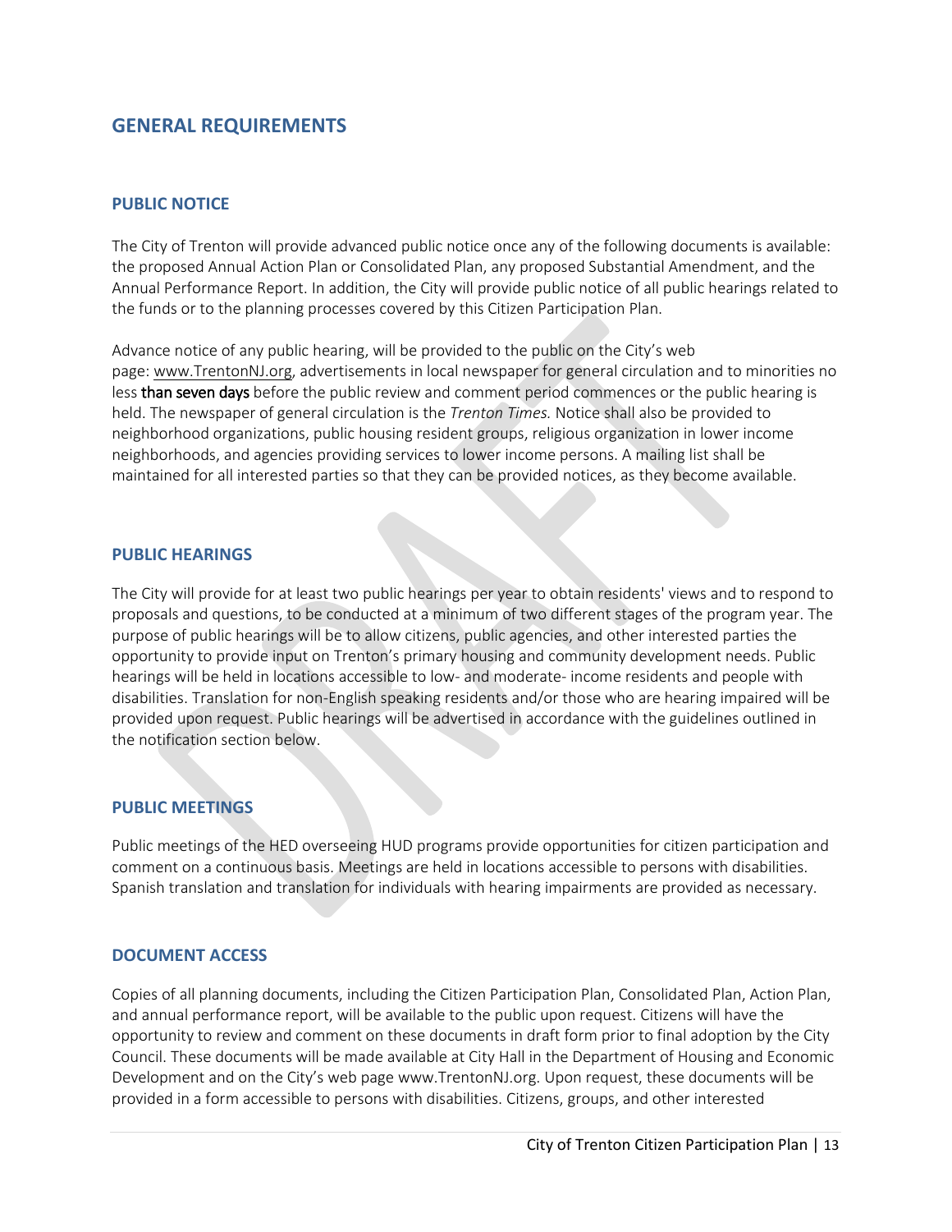## GENERAL REQUIREMENTS

### PUBLIC NOTICE

The City of Trenton will provide advanced public notice once any of the following documents is available: the proposed Annual Action Plan or Consolidated Plan, any proposed Substantial Amendment, and the Annual Performance Report. In addition, the City will provide public notice of all public hearings related to the funds or to the planning processes covered by this Citizen Participation Plan.

Advance notice of any public hearing, will be provided to the public on the City's web page: www.TrentonNJ.org, advertisements in local newspaper for general circulation and to minorities no less than seven days before the public review and comment period commences or the public hearing is held. The newspaper of general circulation is the *Trenton Times.* Notice shall also be provided to neighborhood organizations, public housing resident groups, religious organization in lower income neighborhoods, and agencies providing services to lower income persons. A mailing list shall be maintained for all interested parties so that they can be provided notices, as they become available.

### PUBLIC HEARINGS

The City will provide for at least two public hearings per year to obtain residents' views and to respond to proposals and questions, to be conducted at a minimum of two different stages of the program year. The purpose of public hearings will be to allow citizens, public agencies, and other interested parties the opportunity to provide input on Trenton's primary housing and community development needs. Public hearings will be held in locations accessible to low- and moderate- income residents and people with disabilities. Translation for non-English speaking residents and/or those who are hearing impaired will be provided upon request. Public hearings will be advertised in accordance with the guidelines outlined in the notification section below.

### PUBLIC MEETINGS

Public meetings of the HED overseeing HUD programs provide opportunities for citizen participation and comment on a continuous basis. Meetings are held in locations accessible to persons with disabilities. Spanish translation and translation for individuals with hearing impairments are provided as necessary.

### DOCUMENT ACCESS

Copies of all planning documents, including the Citizen Participation Plan, Consolidated Plan, Action Plan, and annual performance report, will be available to the public upon request. Citizens will have the opportunity to review and comment on these documents in draft form prior to final adoption by the City Council. These documents will be made available at City Hall in the Department of Housing and Economic Development and on the City's web page www.TrentonNJ.org. Upon request, these documents will be provided in a form accessible to persons with disabilities. Citizens, groups, and other interested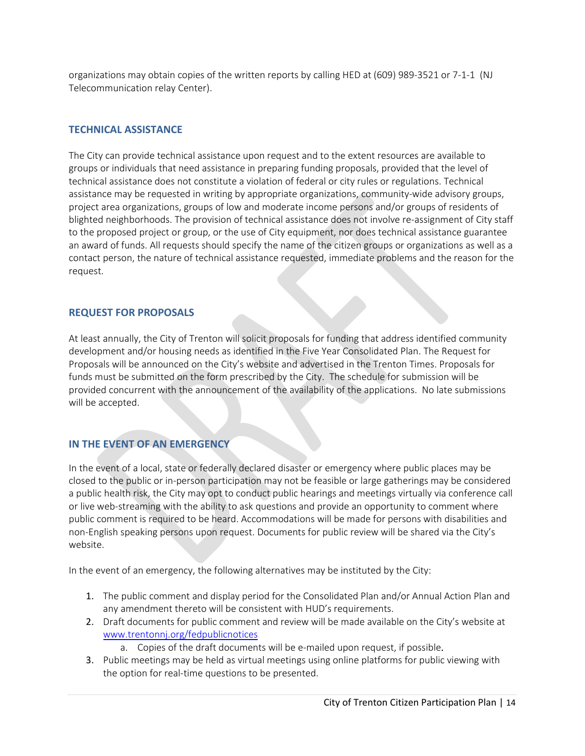organizations may obtain copies of the written reports by calling HED at (609) 989-3521 or 7-1-1 (NJ Telecommunication relay Center).

## TECHNICAL ASSISTANCE

The City can provide technical assistance upon request and to the extent resources are available to groups or individuals that need assistance in preparing funding proposals, provided that the level of technical assistance does not constitute a violation of federal or city rules or regulations. Technical assistance may be requested in writing by appropriate organizations, community-wide advisory groups, project area organizations, groups of low and moderate income persons and/or groups of residents of blighted neighborhoods. The provision of technical assistance does not involve re-assignment of City staff to the proposed project or group, or the use of City equipment, nor does technical assistance guarantee an award of funds. All requests should specify the name of the citizen groups or organizations as well as a contact person, the nature of technical assistance requested, immediate problems and the reason for the request.

## REQUEST FOR PROPOSALS

At least annually, the City of Trenton will solicit proposals for funding that address identified community development and/or housing needs as identified in the Five Year Consolidated Plan. The Request for Proposals will be announced on the City's website and advertised in the Trenton Times. Proposals for funds must be submitted on the form prescribed by the City. The schedule for submission will be provided concurrent with the announcement of the availability of the applications. No late submissions will be accepted.

## IN THE EVENT OF AN EMERGENCY

In the event of a local, state or federally declared disaster or emergency where public places may be closed to the public or in-person participation may not be feasible or large gatherings may be considered a public health risk, the City may opt to conduct public hearings and meetings virtually via conference call or live web-streaming with the ability to ask questions and provide an opportunity to comment where public comment is required to be heard. Accommodations will be made for persons with disabilities and non-English speaking persons upon request. Documents for public review will be shared via the City's website.

In the event of an emergency, the following alternatives may be instituted by the City:

1. The public comment and display period for the Consolidated Plan and/or Annual Action Plan and any amendment thereto will be consistent with HUD's requirements.
2. Draft documents for public comment and review will be made available on the City's website at [www.trentonnj.org/fedpublicnotices](http://www.trentonnj.org/fedpublicnotices)
   a. Copies of the draft documents will be e-mailed upon request, if possible.
3. Public meetings may be held as virtual meetings using online platforms for public viewing with the option for real-time questions to be presented.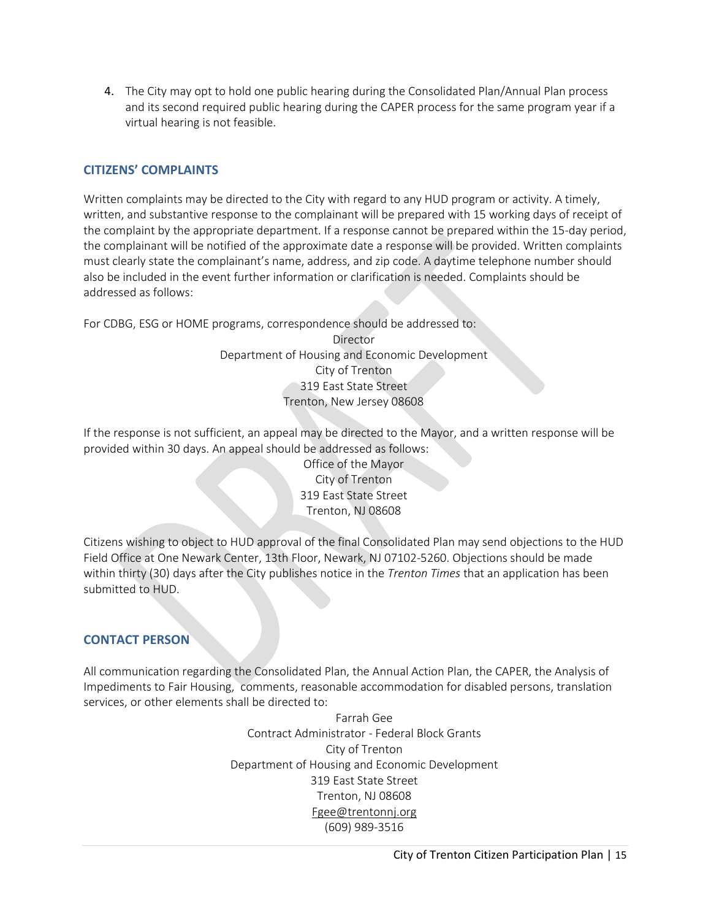4. The City may opt to hold one public hearing during the Consolidated Plan/Annual Plan process and its second required public hearing during the CAPER process for the same program year if a virtual hearing is not feasible.

## CITIZENS' COMPLAINTS

Written complaints may be directed to the City with regard to any HUD program or activity. A timely, written, and substantive response to the complainant will be prepared with 15 working days of receipt of the complaint by the appropriate department. If a response cannot be prepared within the 15-day period, the complainant will be notified of the approximate date a response will be provided. Written complaints must clearly state the complainant's name, address, and zip code. A daytime telephone number should also be included in the event further information or clarification is needed. Complaints should be addressed as follows:

For CDBG, ESG or HOME programs, correspondence should be addressed to:

Director
Department of Housing and Economic Development
City of Trenton
319 East State Street
Trenton, New Jersey 08608

If the response is not sufficient, an appeal may be directed to the Mayor, and a written response will be provided within 30 days. An appeal should be addressed as follows:

Office of the Mayor
City of Trenton
319 East State Street
Trenton, NJ 08608

Citizens wishing to object to HUD approval of the final Consolidated Plan may send objections to the HUD Field Office at One Newark Center, 13th Floor, Newark, NJ 07102-5260. Objections should be made within thirty (30) days after the City publishes notice in the *Trenton Times* that an application has been submitted to HUD.

## CONTACT PERSON

All communication regarding the Consolidated Plan, the Annual Action Plan, the CAPER, the Analysis of Impediments to Fair Housing, comments, reasonable accommodation for disabled persons, translation services, or other elements shall be directed to:

Farrah Gee
Contract Administrator - Federal Block Grants
City of Trenton
Department of Housing and Economic Development
319 East State Street
Trenton, NJ 08608
Fgee@trentonnj.org
(609) 989-3516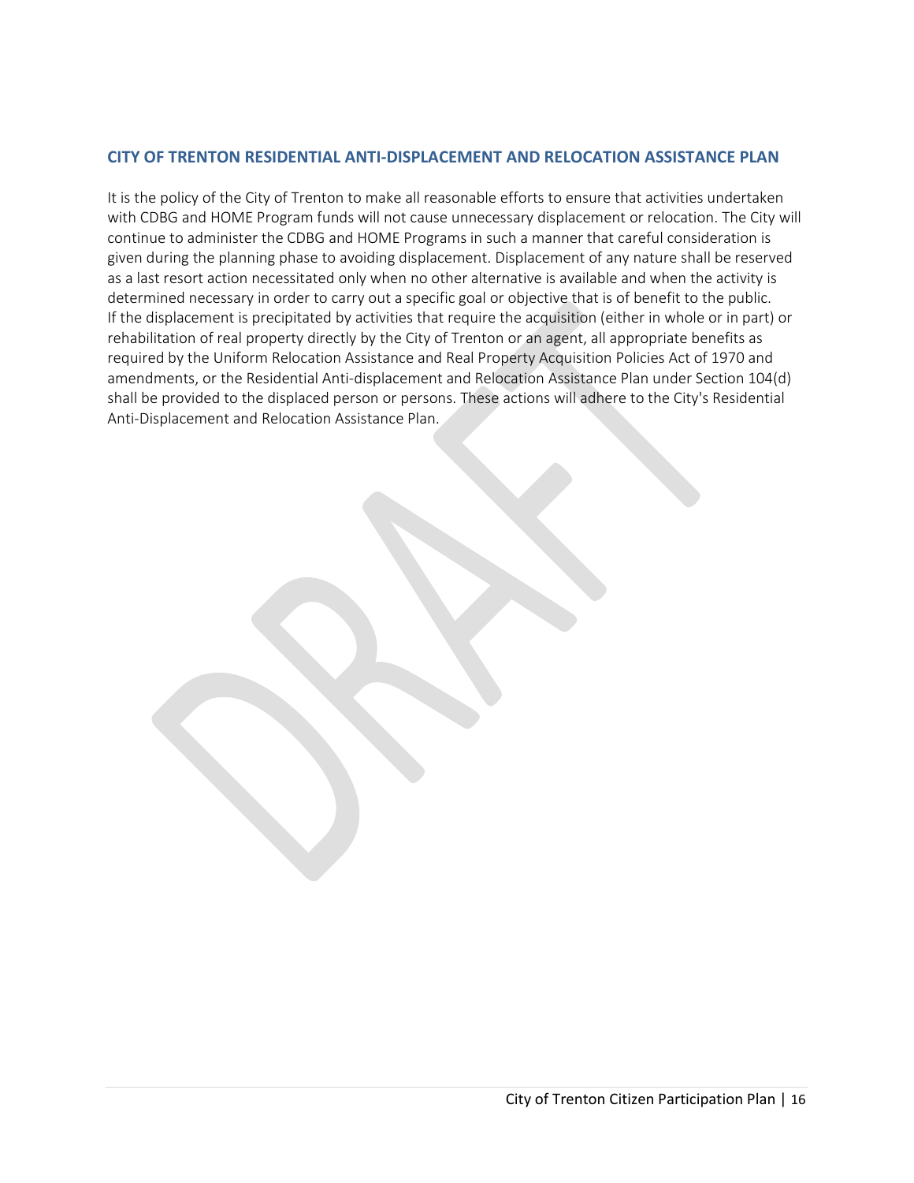## CITY OF TRENTON RESIDENTIAL ANTI-DISPLACEMENT AND RELOCATION ASSISTANCE PLAN

It is the policy of the City of Trenton to make all reasonable efforts to ensure that activities undertaken with CDBG and HOME Program funds will not cause unnecessary displacement or relocation. The City will continue to administer the CDBG and HOME Programs in such a manner that careful consideration is given during the planning phase to avoiding displacement. Displacement of any nature shall be reserved as a last resort action necessitated only when no other alternative is available and when the activity is determined necessary in order to carry out a specific goal or objective that is of benefit to the public. If the displacement is precipitated by activities that require the acquisition (either in whole or in part) or rehabilitation of real property directly by the City of Trenton or an agent, all appropriate benefits as required by the Uniform Relocation Assistance and Real Property Acquisition Policies Act of 1970 and amendments, or the Residential Anti-displacement and Relocation Assistance Plan under Section 104(d) shall be provided to the displaced person or persons. These actions will adhere to the City's Residential Anti-Displacement and Relocation Assistance Plan.